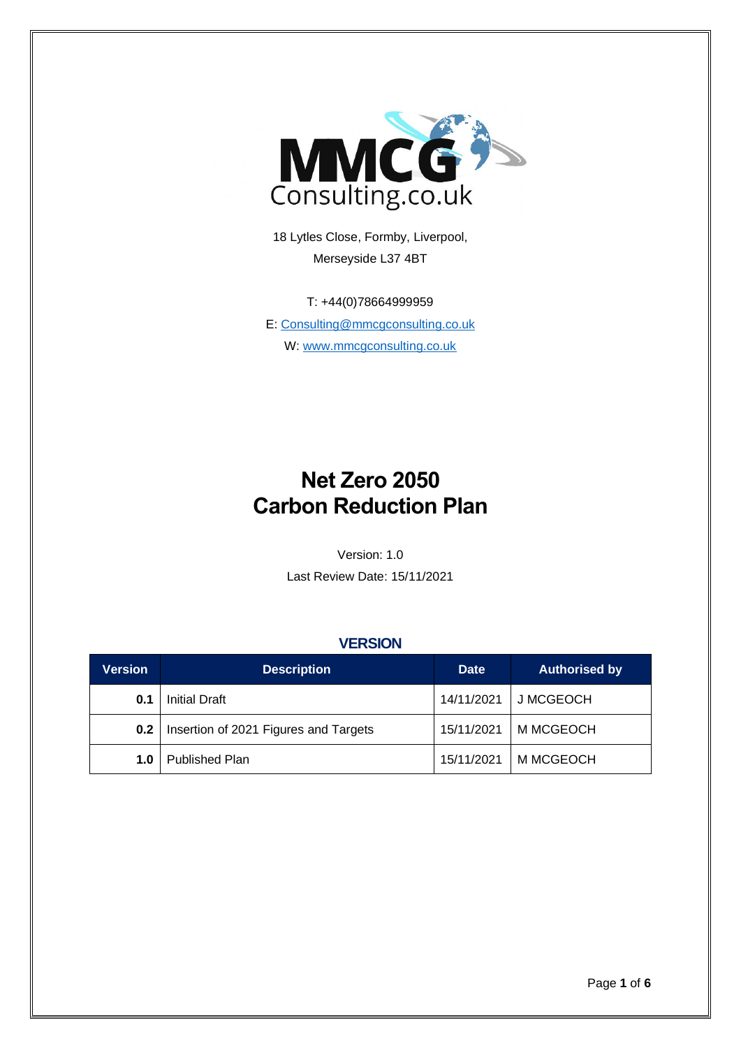MMCG Consulting.co.uk

18 Lytles Close, Formby, Liverpool,
Merseyside L37 4BT

T: +44(0)78664999959

E: [Consulting@mmcgconsulting.co.uk](mailto:Consulting@mmcgconsulting.co.uk)

W: [www.mmcgconsulting.co.uk](http://www.mmcgconsulting.co.uk)

# Net Zero 2050
# Carbon Reduction Plan

Version: 1.0

Last Review Date: 15/11/2021

## VERSION

| Version | Description | Date | Authorised by |
| --- | --- | --- | --- |
| **0.1** | Initial Draft | 14/11/2021 | J MCGEOCH |
| **0.2** | Insertion of 2021 Figures and Targets | 15/11/2021 | M MCGEOCH |
| **1.0** | Published Plan | 15/11/2021 | M MCGEOCH |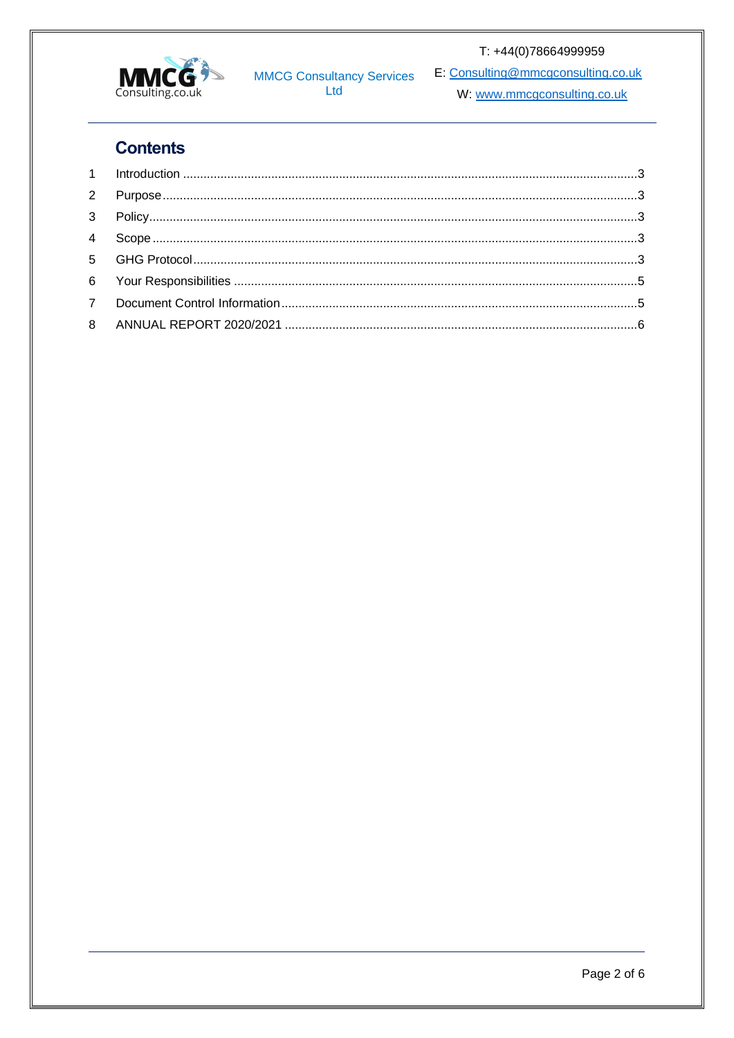## Contents

| | | |
|---|---|---|
| 1 | Introduction | 3 |
| 2 | Purpose | 3 |
| 3 | Policy | 3 |
| 4 | Scope | 3 |
| 5 | GHG Protocol | 3 |
| 6 | Your Responsibilities | 5 |
| 7 | Document Control Information | 5 |
| 8 | ANNUAL REPORT 2020/2021 | 6 |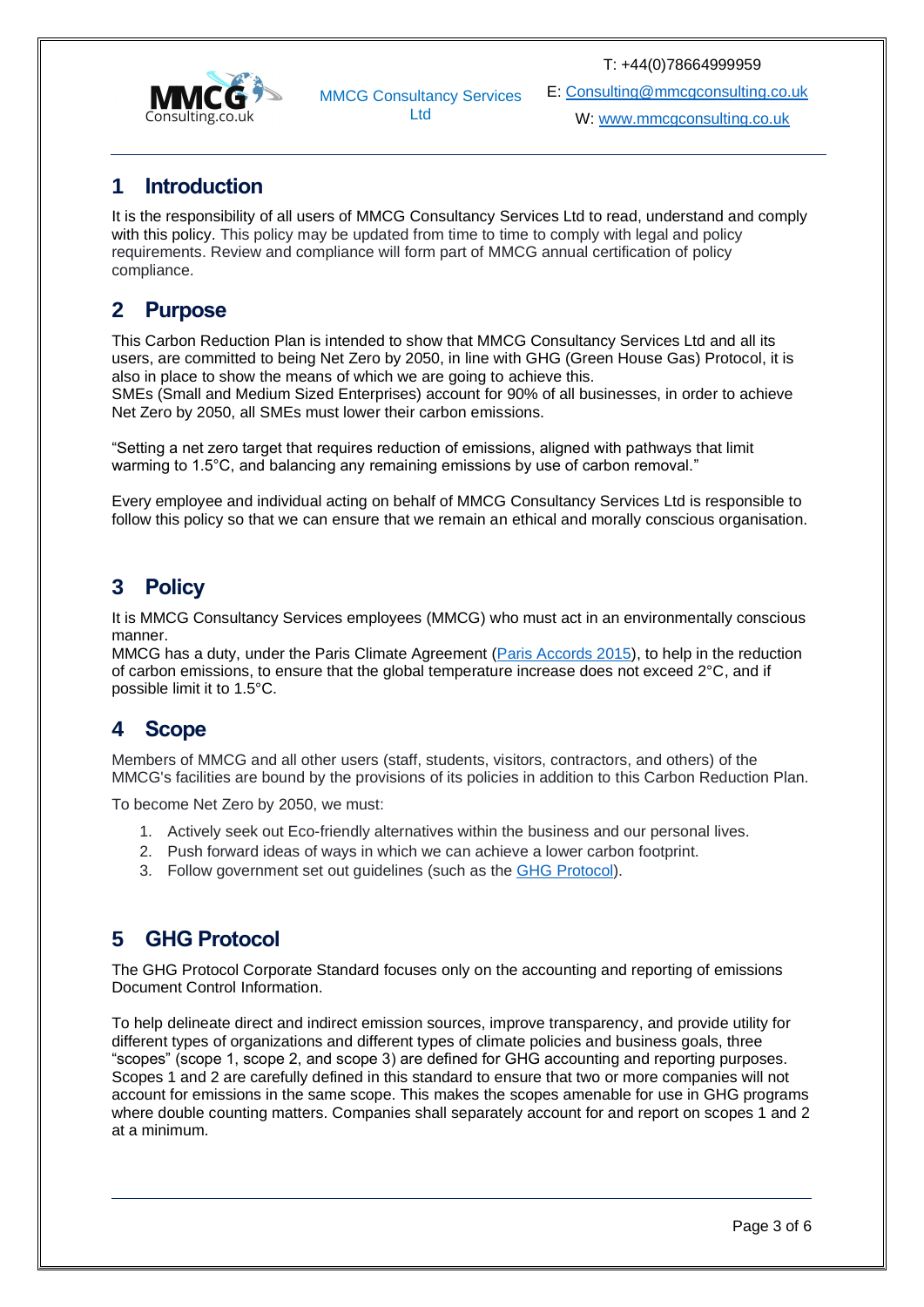## 1 Introduction

It is the responsibility of all users of MMCG Consultancy Services Ltd to read, understand and comply with this policy. This policy may be updated from time to time to comply with legal and policy requirements. Review and compliance will form part of MMCG annual certification of policy compliance.

## 2 Purpose

This Carbon Reduction Plan is intended to show that MMCG Consultancy Services Ltd and all its users, are committed to being Net Zero by 2050, in line with GHG (Green House Gas) Protocol, it is also in place to show the means of which we are going to achieve this.
SMEs (Small and Medium Sized Enterprises) account for 90% of all businesses, in order to achieve Net Zero by 2050, all SMEs must lower their carbon emissions.

"Setting a net zero target that requires reduction of emissions, aligned with pathways that limit warming to 1.5°C, and balancing any remaining emissions by use of carbon removal."

Every employee and individual acting on behalf of MMCG Consultancy Services Ltd is responsible to follow this policy so that we can ensure that we remain an ethical and morally conscious organisation.

## 3 Policy

It is MMCG Consultancy Services employees (MMCG) who must act in an environmentally conscious manner.
MMCG has a duty, under the Paris Climate Agreement (Paris Accords 2015), to help in the reduction of carbon emissions, to ensure that the global temperature increase does not exceed 2°C, and if possible limit it to 1.5°C.

## 4 Scope

Members of MMCG and all other users (staff, students, visitors, contractors, and others) of the MMCG's facilities are bound by the provisions of its policies in addition to this Carbon Reduction Plan.

To become Net Zero by 2050, we must:

1. Actively seek out Eco-friendly alternatives within the business and our personal lives.
2. Push forward ideas of ways in which we can achieve a lower carbon footprint.
3. Follow government set out guidelines (such as the GHG Protocol).

## 5 GHG Protocol

The GHG Protocol Corporate Standard focuses only on the accounting and reporting of emissions Document Control Information.

To help delineate direct and indirect emission sources, improve transparency, and provide utility for different types of organizations and different types of climate policies and business goals, three "scopes" (scope 1, scope 2, and scope 3) are defined for GHG accounting and reporting purposes. Scopes 1 and 2 are carefully defined in this standard to ensure that two or more companies will not account for emissions in the same scope. This makes the scopes amenable for use in GHG programs where double counting matters. Companies shall separately account for and report on scopes 1 and 2 at a minimum.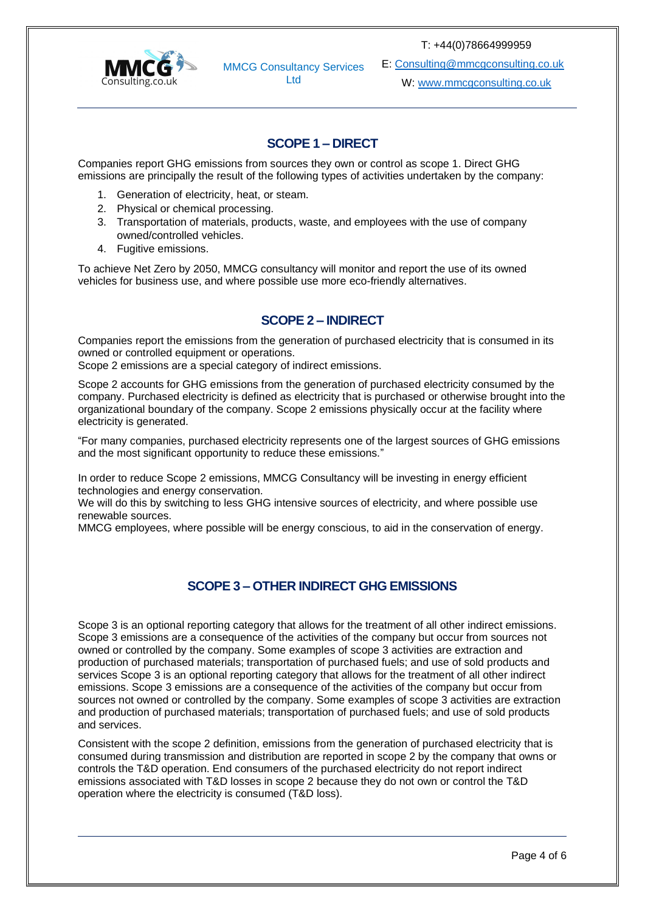## SCOPE 1 – DIRECT

Companies report GHG emissions from sources they own or control as scope 1. Direct GHG emissions are principally the result of the following types of activities undertaken by the company:

1. Generation of electricity, heat, or steam.
2. Physical or chemical processing.
3. Transportation of materials, products, waste, and employees with the use of company owned/controlled vehicles.
4. Fugitive emissions.

To achieve Net Zero by 2050, MMCG consultancy will monitor and report the use of its owned vehicles for business use, and where possible use more eco-friendly alternatives.

## SCOPE 2 – INDIRECT

Companies report the emissions from the generation of purchased electricity that is consumed in its owned or controlled equipment or operations.
Scope 2 emissions are a special category of indirect emissions.

Scope 2 accounts for GHG emissions from the generation of purchased electricity consumed by the company. Purchased electricity is defined as electricity that is purchased or otherwise brought into the organizational boundary of the company. Scope 2 emissions physically occur at the facility where electricity is generated.

"For many companies, purchased electricity represents one of the largest sources of GHG emissions and the most significant opportunity to reduce these emissions."

In order to reduce Scope 2 emissions, MMCG Consultancy will be investing in energy efficient technologies and energy conservation.
We will do this by switching to less GHG intensive sources of electricity, and where possible use renewable sources.
MMCG employees, where possible will be energy conscious, to aid in the conservation of energy.

## SCOPE 3 – OTHER INDIRECT GHG EMISSIONS

Scope 3 is an optional reporting category that allows for the treatment of all other indirect emissions. Scope 3 emissions are a consequence of the activities of the company but occur from sources not owned or controlled by the company. Some examples of scope 3 activities are extraction and production of purchased materials; transportation of purchased fuels; and use of sold products and services Scope 3 is an optional reporting category that allows for the treatment of all other indirect emissions. Scope 3 emissions are a consequence of the activities of the company but occur from sources not owned or controlled by the company. Some examples of scope 3 activities are extraction and production of purchased materials; transportation of purchased fuels; and use of sold products and services.

Consistent with the scope 2 definition, emissions from the generation of purchased electricity that is consumed during transmission and distribution are reported in scope 2 by the company that owns or controls the T&D operation. End consumers of the purchased electricity do not report indirect emissions associated with T&D losses in scope 2 because they do not own or control the T&D operation where the electricity is consumed (T&D loss).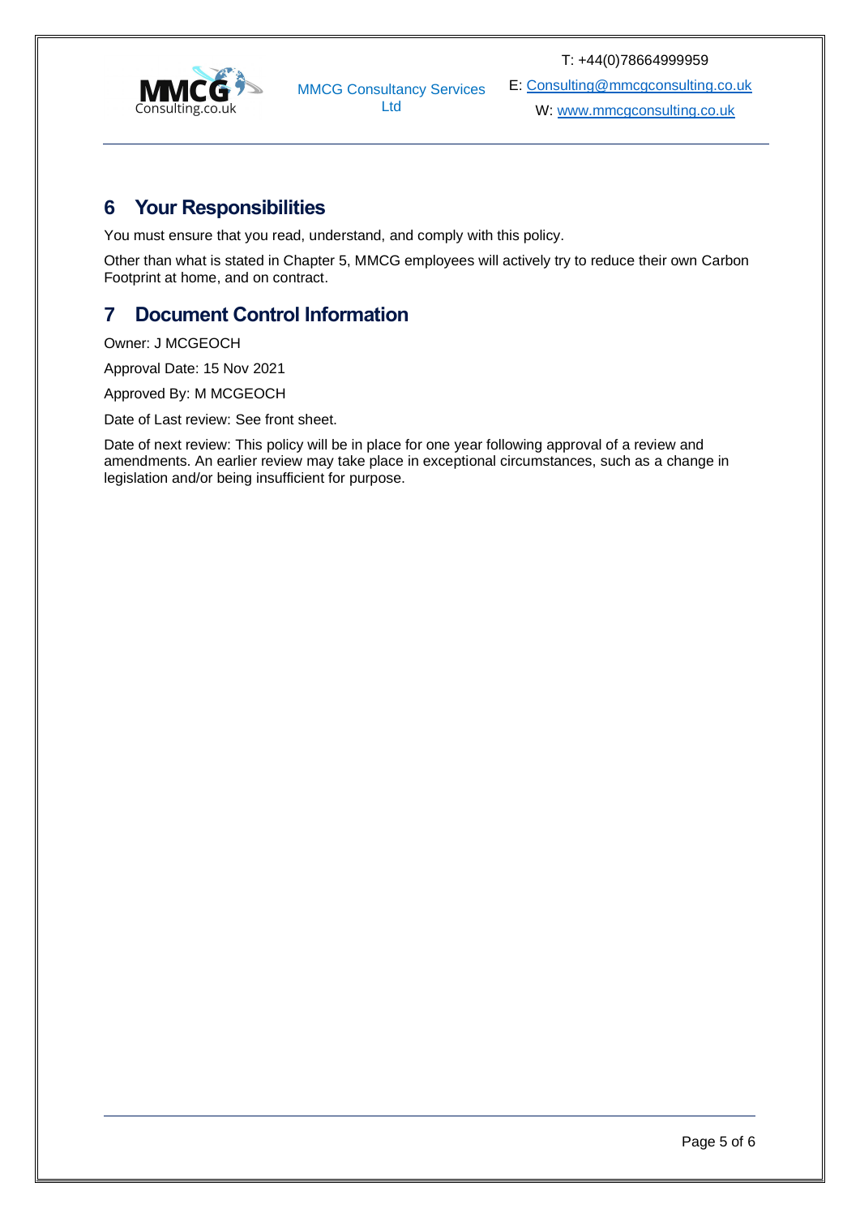## 6 Your Responsibilities

You must ensure that you read, understand, and comply with this policy.

Other than what is stated in Chapter 5, MMCG employees will actively try to reduce their own Carbon Footprint at home, and on contract.

## 7 Document Control Information

Owner: J MCGEOCH

Approval Date: 15 Nov 2021

Approved By: M MCGEOCH

Date of Last review: See front sheet.

Date of next review: This policy will be in place for one year following approval of a review and amendments. An earlier review may take place in exceptional circumstances, such as a change in legislation and/or being insufficient for purpose.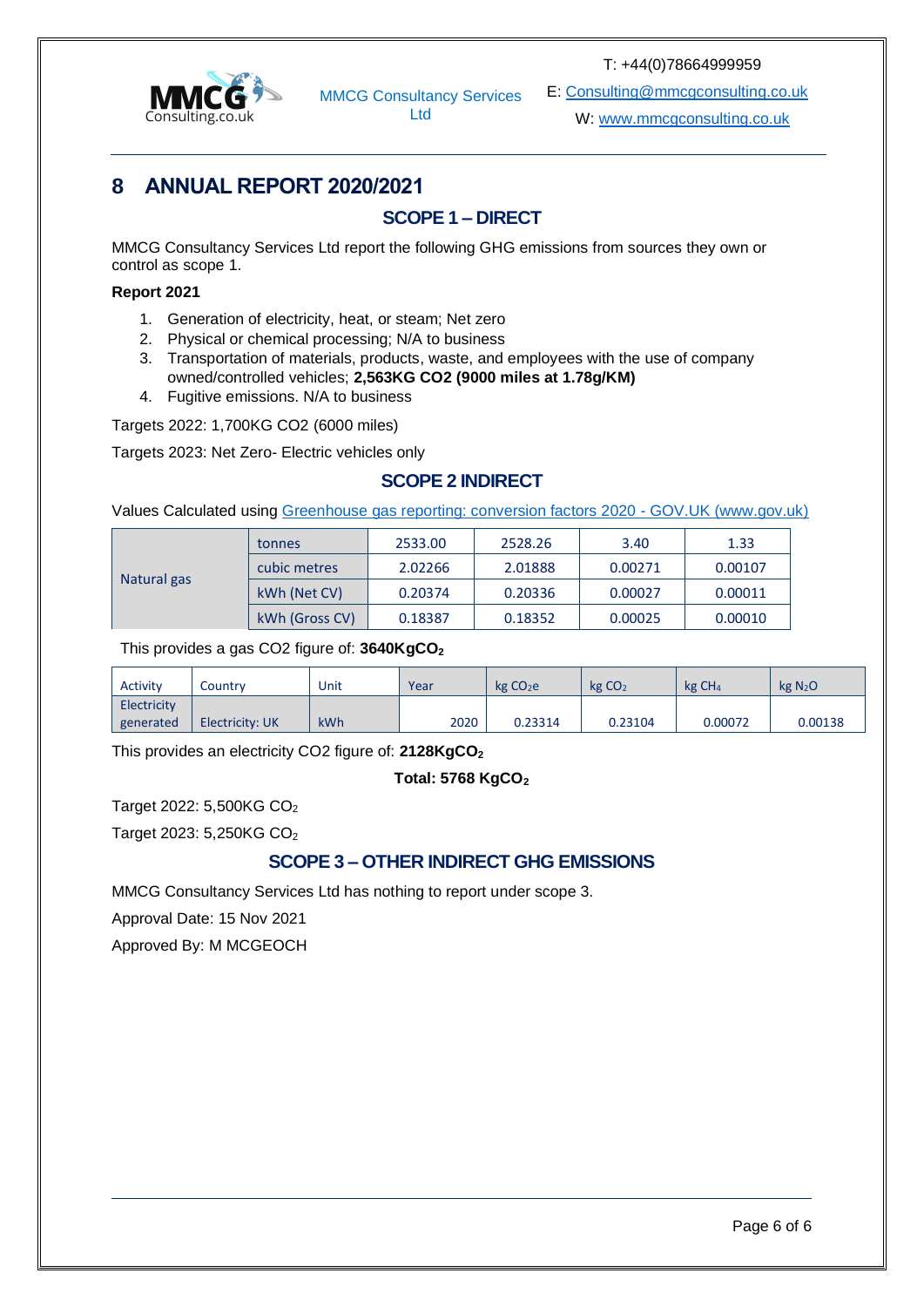# 8 ANNUAL REPORT 2020/2021

## SCOPE 1 – DIRECT

MMCG Consultancy Services Ltd report the following GHG emissions from sources they own or control as scope 1.

**Report 2021**

1. Generation of electricity, heat, or steam; Net zero
2. Physical or chemical processing; N/A to business
3. Transportation of materials, products, waste, and employees with the use of company owned/controlled vehicles; **2,563KG CO2 (9000 miles at 1.78g/KM)**
4. Fugitive emissions. N/A to business

Targets 2022: 1,700KG CO2 (6000 miles)

Targets 2023: Net Zero- Electric vehicles only

## SCOPE 2 INDIRECT

Values Calculated using Greenhouse gas reporting: conversion factors 2020 - GOV.UK (www.gov.uk)

| | | | | | |
|---|---|---|---|---|---|
| Natural gas | tonnes | 2533.00 | 2528.26 | 3.40 | 1.33 |
| | cubic metres | 2.02266 | 2.01888 | 0.00271 | 0.00107 |
| | kWh (Net CV) | 0.20374 | 0.20336 | 0.00027 | 0.00011 |
| | kWh (Gross CV) | 0.18387 | 0.18352 | 0.00025 | 0.00010 |

This provides a gas CO2 figure of: **3640Kg$CO_2$**

| Activity | Country | Unit | Year | kg $CO_2e$ | kg $CO_2$ | kg $CH_4$ | kg $N_2O$ |
|---|---|---|---|---|---|---|---|
| Electricity generated | Electricity: UK | kWh | 2020 | 0.23314 | 0.23104 | 0.00072 | 0.00138 |

This provides an electricity CO2 figure of: **2128Kg$CO_2$**

**Total: 5768 Kg$CO_2$**

Target 2022: 5,500KG $CO_2$

Target 2023: 5,250KG $CO_2$

## SCOPE 3 – OTHER INDIRECT GHG EMISSIONS

MMCG Consultancy Services Ltd has nothing to report under scope 3.

Approval Date: 15 Nov 2021

Approved By: M MCGEOCH